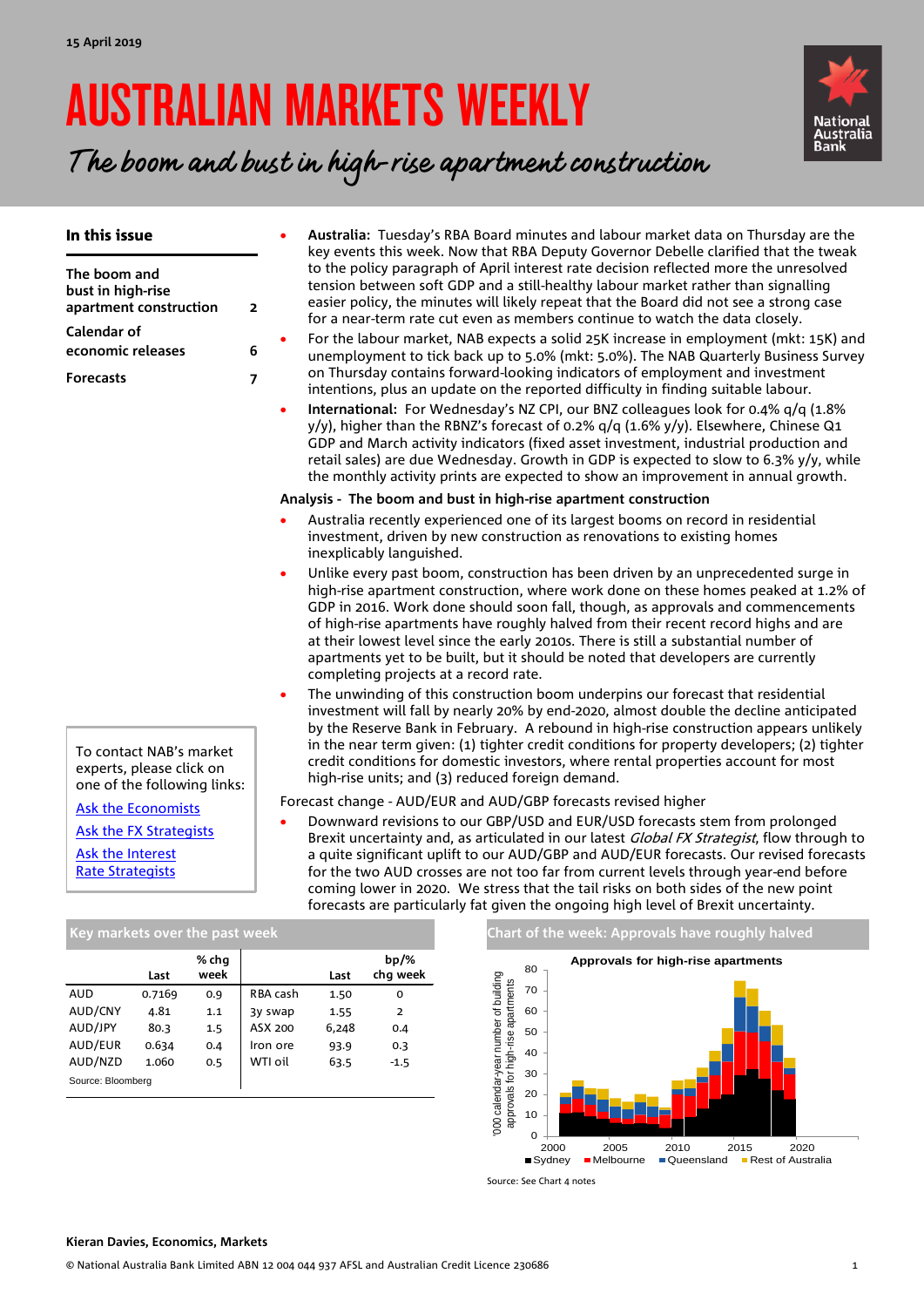15 April 2019

# AUSTRALIAN MARKETS WEEKLY

## *The boom and bust in high-rise apartment construction*

### In this issue

| | |
|---|---|
| The boom and bust in high-rise apartment construction | 2 |
| Calendar of economic releases | 6 |
| Forecasts | 7 |

To contact NAB's market experts, please click on one of the following links:

Ask the Economists

Ask the FX Strategists

Ask the Interest Rate Strategists

- **Australia:** Tuesday's RBA Board minutes and labour market data on Thursday are the key events this week. Now that RBA Deputy Governor Debelle clarified that the tweak to the policy paragraph of April interest rate decision reflected more the unresolved tension between soft GDP and a still-healthy labour market rather than signalling easier policy, the minutes will likely repeat that the Board did not see a strong case for a near-term rate cut even as members continue to watch the data closely.
- For the labour market, NAB expects a solid 25K increase in employment (mkt: 15K) and unemployment to tick back up to 5.0% (mkt: 5.0%). The NAB Quarterly Business Survey on Thursday contains forward-looking indicators of employment and investment intentions, plus an update on the reported difficulty in finding suitable labour.
- **International:** For Wednesday's NZ CPI, our BNZ colleagues look for 0.4% q/q (1.8% y/y), higher than the RBNZ's forecast of 0.2% q/q (1.6% y/y). Elsewhere, Chinese Q1 GDP and March activity indicators (fixed asset investment, industrial production and retail sales) are due Wednesday. Growth in GDP is expected to slow to 6.3% y/y, while the monthly activity prints are expected to show an improvement in annual growth.

**Analysis - The boom and bust in high-rise apartment construction**

- Australia recently experienced one of its largest booms on record in residential investment, driven by new construction as renovations to existing homes inexplicably languished.
- Unlike every past boom, construction has been driven by an unprecedented surge in high-rise apartment construction, where work done on these homes peaked at 1.2% of GDP in 2016. Work done should soon fall, though, as approvals and commencements of high-rise apartments have roughly halved from their recent record highs and are at their lowest level since the early 2010s. There is still a substantial number of apartments yet to be built, but it should be noted that developers are currently completing projects at a record rate.
- The unwinding of this construction boom underpins our forecast that residential investment will fall by nearly 20% by end-2020, almost double the decline anticipated by the Reserve Bank in February. A rebound in high-rise construction appears unlikely in the near term given: (1) tighter credit conditions for property developers; (2) tighter credit conditions for domestic investors, where rental properties account for most high-rise units; and (3) reduced foreign demand.

Forecast change - AUD/EUR and AUD/GBP forecasts revised higher

- Downward revisions to our GBP/USD and EUR/USD forecasts stem from prolonged Brexit uncertainty and, as articulated in our latest *Global FX Strategist*, flow through to a quite significant uplift to our AUD/GBP and AUD/EUR forecasts. Our revised forecasts for the two AUD crosses are not too far from current levels through year-end before coming lower in 2020. We stress that the tail risks on both sides of the new point forecasts are particularly fat given the ongoing high level of Brexit uncertainty.

### Key markets over the past week

| | Last | % chg week | | Last | bp/% chg week |
|---|---|---|---|---|---|
| AUD | 0.7169 | 0.9 | RBA cash | 1.50 | 0 |
| AUD/CNY | 4.81 | 1.1 | 3y swap | 1.55 | 2 |
| AUD/JPY | 80.3 | 1.5 | ASX 200 | 6,248 | 0.4 |
| AUD/EUR | 0.634 | 0.4 | Iron ore | 93.9 | 0.3 |
| AUD/NZD | 1.060 | 0.5 | WTI oil | 63.5 | -1.5 |

Source: Bloomberg

### Chart of the week: Approvals have roughly halved

Approvals for high-rise apartments

Source: See Chart 4 notes

**Kieran Davies, Economics, Markets**

© National Australia Bank Limited ABN 12 004 044 937 AFSL and Australian Credit Licence 230686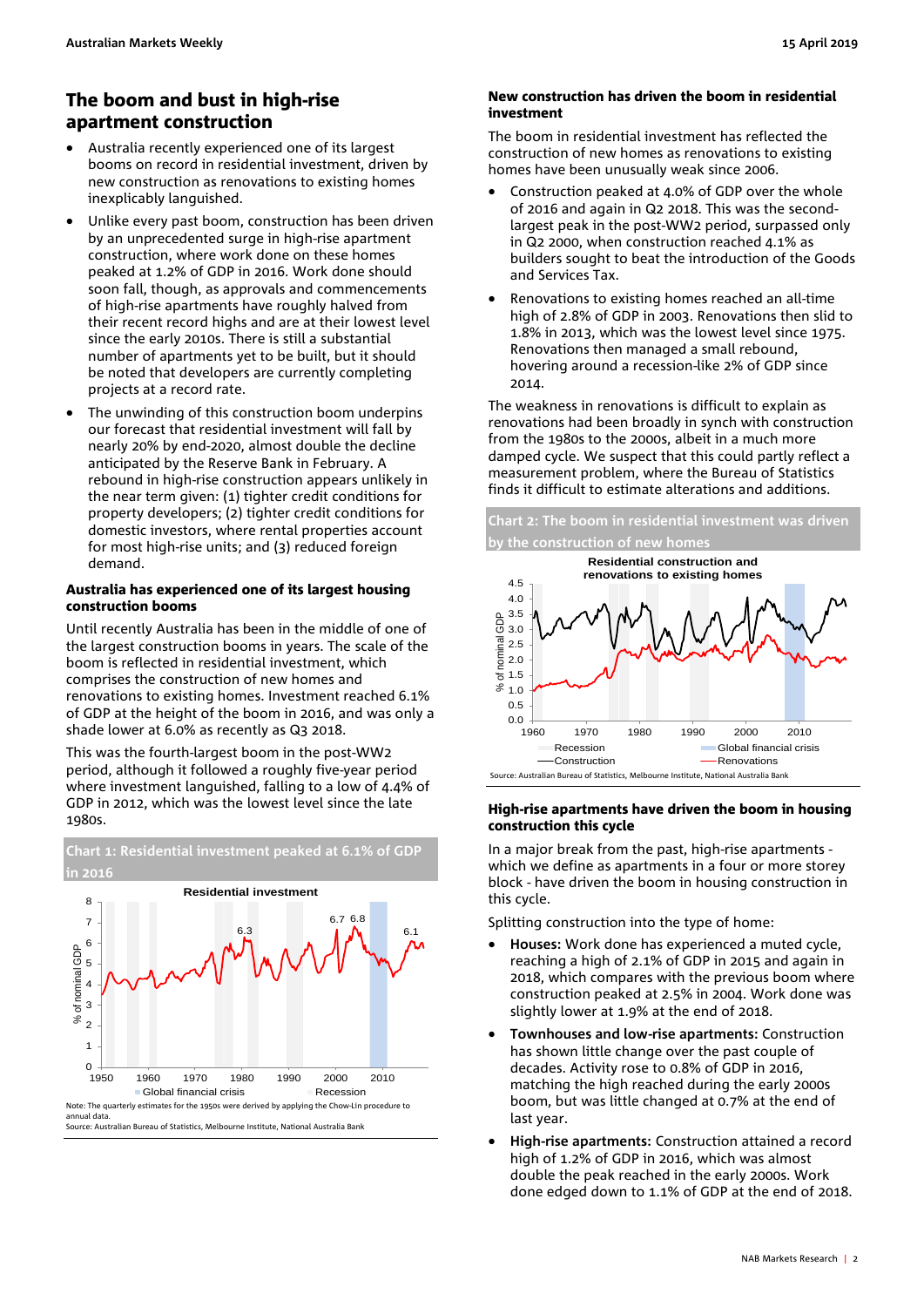## The boom and bust in high-rise apartment construction

- Australia recently experienced one of its largest booms on record in residential investment, driven by new construction as renovations to existing homes inexplicably languished.
- Unlike every past boom, construction has been driven by an unprecedented surge in high-rise apartment construction, where work done on these homes peaked at 1.2% of GDP in 2016. Work done should soon fall, though, as approvals and commencements of high-rise apartments have roughly halved from their recent record highs and are at their lowest level since the early 2010s. There is still a substantial number of apartments yet to be built, but it should be noted that developers are currently completing projects at a record rate.
- The unwinding of this construction boom underpins our forecast that residential investment will fall by nearly 20% by end-2020, almost double the decline anticipated by the Reserve Bank in February. A rebound in high-rise construction appears unlikely in the near term given: (1) tighter credit conditions for property developers; (2) tighter credit conditions for domestic investors, where rental properties account for most high-rise units; and (3) reduced foreign demand.

### Australia has experienced one of its largest housing construction booms

Until recently Australia has been in the middle of one of the largest construction booms in years. The scale of the boom is reflected in residential investment, which comprises the construction of new homes and renovations to existing homes. Investment reached 6.1% of GDP at the height of the boom in 2016, and was only a shade lower at 6.0% as recently as Q3 2018.

This was the fourth-largest boom in the post-WW2 period, although it followed a roughly five-year period where investment languished, falling to a low of 4.4% of GDP in 2012, which was the lowest level since the late 1980s.

**Chart 1: Residential investment peaked at 6.1% of GDP in 2016**

Note: The quarterly estimates for the 1950s were derived by applying the Chow-Lin procedure to annual data.
Source: Australian Bureau of Statistics, Melbourne Institute, National Australia Bank

### New construction has driven the boom in residential investment

The boom in residential investment has reflected the construction of new homes as renovations to existing homes have been unusually weak since 2006.

- Construction peaked at 4.0% of GDP over the whole of 2016 and again in Q2 2018. This was the second-largest peak in the post-WW2 period, surpassed only in Q2 2000, when construction reached 4.1% as builders sought to beat the introduction of the Goods and Services Tax.
- Renovations to existing homes reached an all-time high of 2.8% of GDP in 2003. Renovations then slid to 1.8% in 2013, which was the lowest level since 1975. Renovations then managed a small rebound, hovering around a recession-like 2% of GDP since 2014.

The weakness in renovations is difficult to explain as renovations had been broadly in synch with construction from the 1980s to the 2000s, albeit in a much more damped cycle. We suspect that this could partly reflect a measurement problem, where the Bureau of Statistics finds it difficult to estimate alterations and additions.

**Chart 2: The boom in residential investment was driven by the construction of new homes**

Source: Australian Bureau of Statistics, Melbourne Institute, National Australia Bank

### High-rise apartments have driven the boom in housing construction this cycle

In a major break from the past, high-rise apartments - which we define as apartments in a four or more storey block - have driven the boom in housing construction in this cycle.

Splitting construction into the type of home:

- **Houses:** Work done has experienced a muted cycle, reaching a high of 2.1% of GDP in 2015 and again in 2018, which compares with the previous boom where construction peaked at 2.5% in 2004. Work done was slightly lower at 1.9% at the end of 2018.
- **Townhouses and low-rise apartments:** Construction has shown little change over the past couple of decades. Activity rose to 0.8% of GDP in 2016, matching the high reached during the early 2000s boom, but was little changed at 0.7% at the end of last year.
- **High-rise apartments:** Construction attained a record high of 1.2% of GDP in 2016, which was almost double the peak reached in the early 2000s. Work done edged down to 1.1% of GDP at the end of 2018.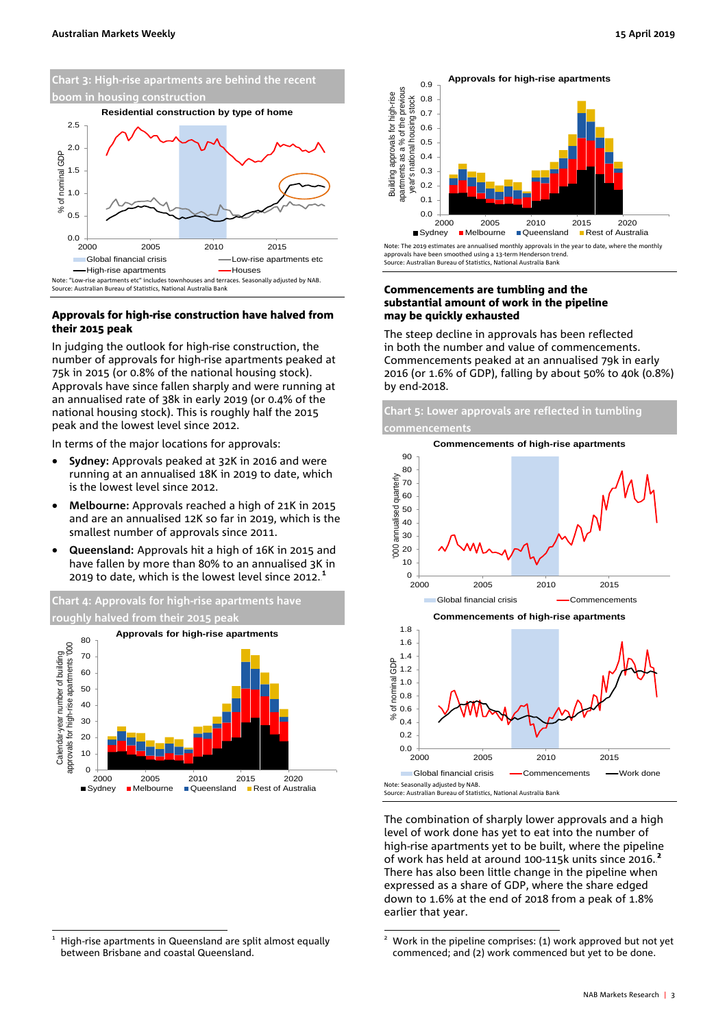**Chart 3: High-rise apartments are behind the recent boom in housing construction**

Residential construction by type of home

Note: "Low-rise apartments etc" includes townhouses and terraces. Seasonally adjusted by NAB.
Source: Australian Bureau of Statistics, National Australia Bank

### Approvals for high-rise construction have halved from their 2015 peak

In judging the outlook for high-rise construction, the number of approvals for high-rise apartments peaked at 75k in 2015 (or 0.8% of the national housing stock). Approvals have since fallen sharply and were running at an annualised rate of 38k in early 2019 (or 0.4% of the national housing stock). This is roughly half the 2015 peak and the lowest level since 2012.

In terms of the major locations for approvals:

- **Sydney:** Approvals peaked at 32K in 2016 and were running at an annualised 18K in 2019 to date, which is the lowest level since 2012.
- **Melbourne:** Approvals reached a high of 21K in 2015 and are an annualised 12K so far in 2019, which is the smallest number of approvals since 2011.
- **Queensland:** Approvals hit a high of 16K in 2015 and have fallen by more than 80% to an annualised 3K in 2019 to date, which is the lowest level since 2012.[1]

**Chart 4: Approvals for high-rise apartments have roughly halved from their 2015 peak**

Approvals for high-rise apartments

Note: The 2019 estimates are annualised monthly approvals in the year to date, where the monthly approvals have been smoothed using a 13-term Henderson trend.
Source: Australian Bureau of Statistics, National Australia Bank

### Commencements are tumbling and the substantial amount of work in the pipeline may be quickly exhausted

The steep decline in approvals has been reflected in both the number and value of commencements. Commencements peaked at an annualised 79k in early 2016 (or 1.6% of GDP), falling by about 50% to 40k (0.8%) by end-2018.

**Chart 5: Lower approvals are reflected in tumbling commencements**

Commencements of high-rise apartments

Commencements of high-rise apartments

Note: Seasonally adjusted by NAB.
Source: Australian Bureau of Statistics, National Australia Bank

The combination of sharply lower approvals and a high level of work done has yet to eat into the number of high-rise apartments yet to be built, where the pipeline of work has held at around 100-115k units since 2016.[2] There has also been little change in the pipeline when expressed as a share of GDP, where the share edged down to 1.6% at the end of 2018 from a peak of 1.8% earlier that year.

---

[1] High-rise apartments in Queensland are split almost equally between Brisbane and coastal Queensland.

[2] Work in the pipeline comprises: (1) work approved but not yet commenced; and (2) work commenced but yet to be done.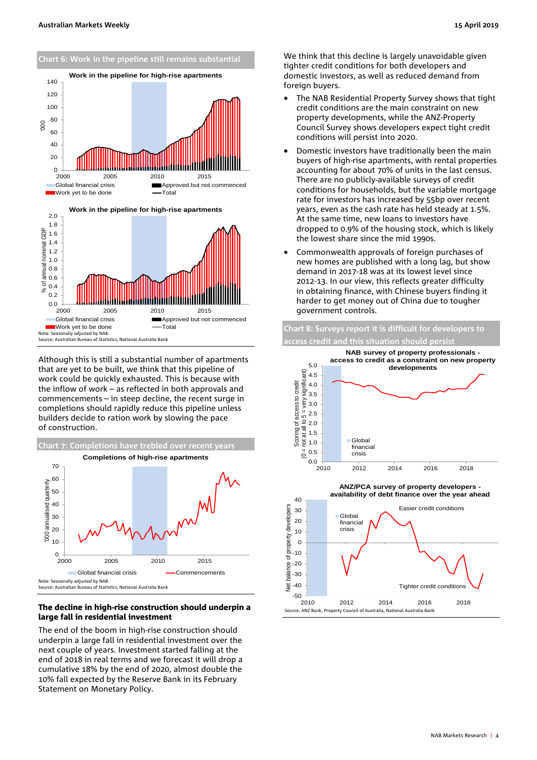**Chart 6: Work in the pipeline still remains substantial**

Work in the pipeline for high-rise apartments

Global financial crisis | Approved but not commenced | Work yet to be done | Total

Work in the pipeline for high-rise apartments

Global financial crisis | Approved but not commenced | Work yet to be done | Total

Note: Seasonally adjusted by NAB.
Source: Australian Bureau of Statistics, National Australia Bank

Although this is still a substantial number of apartments that are yet to be built, we think that this pipeline of work could be quickly exhausted. This is because with the inflow of work – as reflected in both approvals and commencements – in steep decline, the recent surge in completions should rapidly reduce this pipeline unless builders decide to ration work by slowing the pace of construction.

**Chart 7: Completions have trebled over recent years**

Completions of high-rise apartments

Global financial crisis | Commencements

Note: Seasonally adjusted by NAB.
Source: Australian Bureau of Statistics, National Australia Bank

### The decline in high-rise construction should underpin a large fall in residential investment

The end of the boom in high-rise construction should underpin a large fall in residential investment over the next couple of years. Investment started falling at the end of 2018 in real terms and we forecast it will drop a cumulative 18% by the end of 2020, almost double the 10% fall expected by the Reserve Bank in its February Statement on Monetary Policy.

We think that this decline is largely unavoidable given tighter credit conditions for both developers and domestic investors, as well as reduced demand from foreign buyers.

- The NAB Residential Property Survey shows that tight credit conditions are the main constraint on new property developments, while the ANZ-Property Council Survey shows developers expect tight credit conditions will persist into 2020.
- Domestic investors have traditionally been the main buyers of high-rise apartments, with rental properties accounting for about 70% of units in the last census. There are no publicly-available surveys of credit conditions for households, but the variable mortgage rate for investors has increased by 55bp over recent years, even as the cash rate has held steady at 1.5%. At the same time, new loans to investors have dropped to 0.9% of the housing stock, which is likely the lowest share since the mid 1990s.
- Commonwealth approvals of foreign purchases of new homes are published with a long lag, but show demand in 2017-18 was at its lowest level since 2012-13. In our view, this reflects greater difficulty in obtaining finance, with Chinese buyers finding it harder to get money out of China due to tougher government controls.

**Chart 8: Surveys report it is difficult for developers to access credit and this situation should persist**

NAB survey of property professionals - access to credit as a constraint on new property developments

ANZ/PCA survey of property developers - availability of debt finance over the year ahead

Source: ANZ Bank, Property Council of Australia, National Australia Bank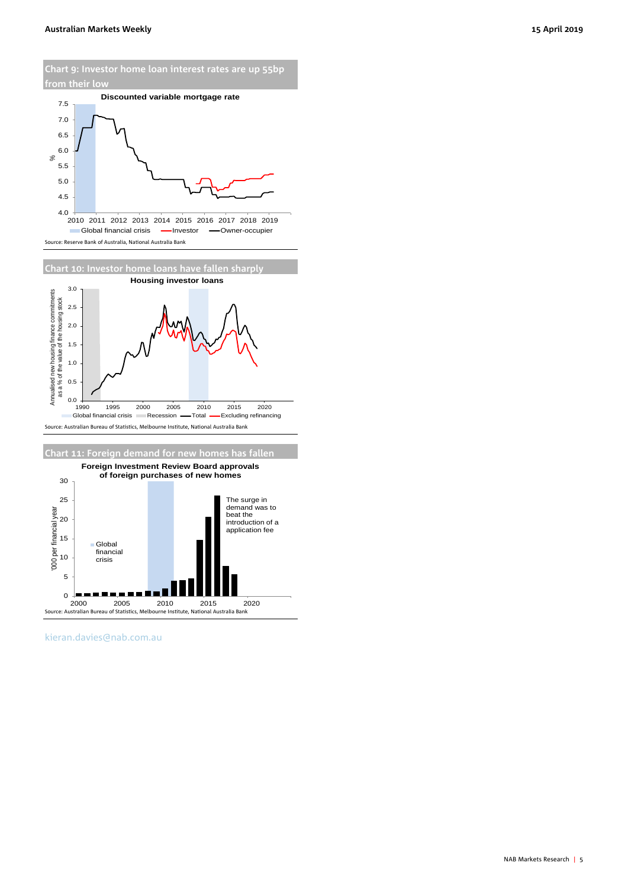## Chart 9: Investor home loan interest rates are up 55bp from their low

**Discounted variable mortgage rate**

Source: Reserve Bank of Australia, National Australia Bank

## Chart 10: Investor home loans have fallen sharply

**Housing investor loans**

Source: Australian Bureau of Statistics, Melbourne Institute, National Australia Bank

## Chart 11: Foreign demand for new homes has fallen

**Foreign Investment Review Board approvals of foreign purchases of new homes**

The surge in demand was to beat the introduction of a application fee

Source: Australian Bureau of Statistics, Melbourne Institute, National Australia Bank

kieran.davies@nab.com.au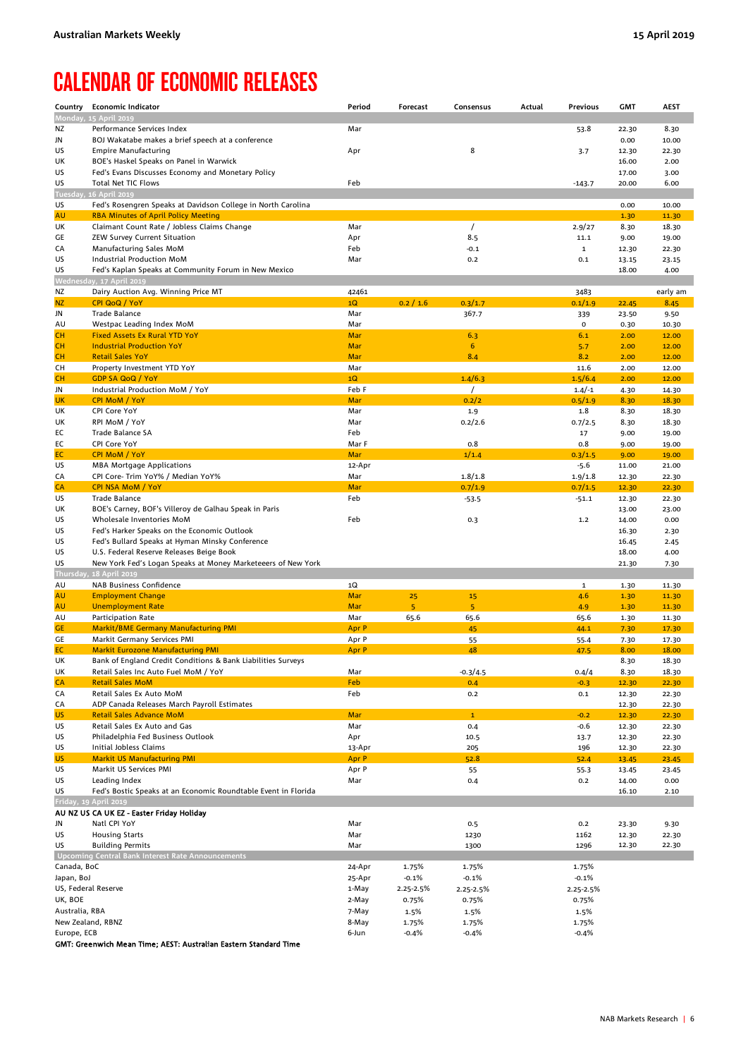# CALENDAR OF ECONOMIC RELEASES

| Country | Economic Indicator | Period | Forecast | Consensus | Actual | Previous | GMT | AEST |
|---|---|---|---|---|---|---|---|---|
| **Monday, 15 April 2019** | | | | | | | | |
| NZ | Performance Services Index | Mar | | | | 53.8 | 22.30 | 8.30 |
| JN | BOJ Wakatabe makes a brief speech at a conference | | | | | | 0.00 | 10.00 |
| US | Empire Manufacturing | Apr | | 8 | | 3.7 | 12.30 | 22.30 |
| UK | BOE's Haskel Speaks on Panel in Warwick | | | | | | 16.00 | 2.00 |
| US | Fed's Evans Discusses Economy and Monetary Policy | | | | | | 17.00 | 3.00 |
| US | Total Net TIC Flows | Feb | | | | -143.7 | 20.00 | 6.00 |
| **Tuesday, 16 April 2019** | | | | | | | | |
| US | Fed's Rosengren Speaks at Davidson College in North Carolina | | | | | | 0.00 | 10.00 |
| AU | RBA Minutes of April Policy Meeting | | | | | | 1.30 | 11.30 |
| UK | Claimant Count Rate / Jobless Claims Change | Mar | | / | | 2.9/27 | 8.30 | 18.30 |
| GE | ZEW Survey Current Situation | Apr | | 8.5 | | 11.1 | 9.00 | 19.00 |
| CA | Manufacturing Sales MoM | Feb | | -0.1 | | 1 | 12.30 | 22.30 |
| US | Industrial Production MoM | Mar | | 0.2 | | 0.1 | 13.15 | 23.15 |
| US | Fed's Kaplan Speaks at Community Forum in New Mexico | | | | | | 18.00 | 4.00 |
| **Wednesday, 17 April 2019** | | | | | | | | |
| NZ | Dairy Auction Avg. Winning Price MT | 42461 | | | | 3483 | | early am |
| NZ | CPI QoQ / YoY | 1Q | 0.2 / 1.6 | 0.3/1.7 | | 0.1/1.9 | 22.45 | 8.45 |
| JN | Trade Balance | Mar | | 367.7 | | 339 | 23.50 | 9.50 |
| AU | Westpac Leading Index MoM | Mar | | | | 0 | 0.30 | 10.30 |
| CH | Fixed Assets Ex Rural YTD YoY | Mar | | 6.3 | | 6.1 | 2.00 | 12.00 |
| CH | Industrial Production YoY | Mar | | 6 | | 5.7 | 2.00 | 12.00 |
| CH | Retail Sales YoY | Mar | | 8.4 | | 8.2 | 2.00 | 12.00 |
| CH | Property Investment YTD YoY | Mar | | | | 11.6 | 2.00 | 12.00 |
| CH | GDP SA QoQ / YoY | 1Q | | 1.4/6.3 | | 1.5/6.4 | 2.00 | 12.00 |
| JN | Industrial Production MoM / YoY | Feb F | | / | | 1.4/-1 | 4.30 | 14.30 |
| UK | CPI MoM / YoY | Mar | | 0.2/2 | | 0.5/1.9 | 8.30 | 18.30 |
| UK | CPI Core YoY | Mar | | 1.9 | | 1.8 | 8.30 | 18.30 |
| UK | RPI MoM / YoY | Mar | | 0.2/2.6 | | 0.7/2.5 | 8.30 | 18.30 |
| EC | Trade Balance SA | Feb | | | | 17 | 9.00 | 19.00 |
| EC | CPI Core YoY | Mar F | | 0.8 | | 0.8 | 9.00 | 19.00 |
| EC | CPI MoM / YoY | Mar | | 1/1.4 | | 0.3/1.5 | 9.00 | 19.00 |
| US | MBA Mortgage Applications | 12-Apr | | | | -5.6 | 11.00 | 21.00 |
| CA | CPI Core- Trim YoY% / Median YoY% | Mar | | 1.8/1.8 | | 1.9/1.8 | 12.30 | 22.30 |
| CA | CPI NSA MoM / YoY | Mar | | 0.7/1.9 | | 0.7/1.5 | 12.30 | 22.30 |
| US | Trade Balance | Feb | | -53.5 | | -51.1 | 12.30 | 22.30 |
| UK | BOE's Carney, BOF's Villeroy de Galhau Speak in Paris | | | | | | 13.00 | 23.00 |
| US | Wholesale Inventories MoM | Feb | | 0.3 | | 1.2 | 14.00 | 0.00 |
| US | Fed's Harker Speaks on the Economic Outlook | | | | | | 16.30 | 2.30 |
| US | Fed's Bullard Speaks at Hyman Minsky Conference | | | | | | 16.45 | 2.45 |
| US | U.S. Federal Reserve Releases Beige Book | | | | | | 18.00 | 4.00 |
| US | New York Fed's Logan Speaks at Money Marketeeers of New York | | | | | | 21.30 | 7.30 |
| **Thursday, 18 April 2019** | | | | | | | | |
| AU | NAB Business Confidence | 1Q | | | | 1 | 1.30 | 11.30 |
| AU | Employment Change | Mar | 25 | 15 | | 4.6 | 1.30 | 11.30 |
| AU | Unemployment Rate | Mar | 5 | 5 | | 4.9 | 1.30 | 11.30 |
| AU | Participation Rate | Mar | 65.6 | 65.6 | | 65.6 | 1.30 | 11.30 |
| GE | Markit/BME Germany Manufacturing PMI | Apr P | | 45 | | 44.1 | 7.30 | 17.30 |
| GE | Markit Germany Services PMI | Apr P | | 55 | | 55.4 | 7.30 | 17.30 |
| EC | Markit Eurozone Manufacturing PMI | Apr P | | 48 | | 47.5 | 8.00 | 18.00 |
| UK | Bank of England Credit Conditions & Bank Liabilities Surveys | | | | | | 8.30 | 18.30 |
| UK | Retail Sales Inc Auto Fuel MoM / YoY | Mar | | -0.3/4.5 | | 0.4/4 | 8.30 | 18.30 |
| CA | Retail Sales MoM | Feb | | 0.4 | | -0.3 | 12.30 | 22.30 |
| CA | Retail Sales Ex Auto MoM | Feb | | 0.2 | | 0.1 | 12.30 | 22.30 |
| CA | ADP Canada Releases March Payroll Estimates | | | | | | 12.30 | 22.30 |
| US | Retail Sales Advance MoM | Mar | | 1 | | -0.2 | 12.30 | 22.30 |
| US | Retail Sales Ex Auto and Gas | Mar | | 0.4 | | -0.6 | 12.30 | 22.30 |
| US | Philadelphia Fed Business Outlook | Apr | | 10.5 | | 13.7 | 12.30 | 22.30 |
| US | Initial Jobless Claims | 13-Apr | | 205 | | 196 | 12.30 | 22.30 |
| US | Markit US Manufacturing PMI | Apr P | | 52.8 | | 52.4 | 13.45 | 23.45 |
| US | Markit US Services PMI | Apr P | | 55 | | 55.3 | 13.45 | 23.45 |
| US | Leading Index | Mar | | 0.4 | | 0.2 | 14.00 | 0.00 |
| US | Fed's Bostic Speaks at an Economic Roundtable Event in Florida | | | | | | 16.10 | 2.10 |
| **Friday, 19 April 2019** | | | | | | | | |
| **AU NZ US CA UK EZ - Easter Friday Holiday** | | | | | | | | |
| JN | Natl CPI YoY | Mar | | 0.5 | | 0.2 | 23.30 | 9.30 |
| US | Housing Starts | Mar | | 1230 | | 1162 | 12.30 | 22.30 |
| US | Building Permits | Mar | | 1300 | | 1296 | 12.30 | 22.30 |
| **Upcoming Central Bank Interest Rate Announcements** | | | | | | | | |
| Canada, BoC | | 24-Apr | 1.75% | 1.75% | | 1.75% | | |
| Japan, BoJ | | 25-Apr | -0.1% | -0.1% | | -0.1% | | |
| US, Federal Reserve | | 1-May | 2.25-2.5% | 2.25-2.5% | | 2.25-2.5% | | |
| UK, BOE | | 2-May | 0.75% | 0.75% | | 0.75% | | |
| Australia, RBA | | 7-May | 1.5% | 1.5% | | 1.5% | | |
| New Zealand, RBNZ | | 8-May | 1.75% | 1.75% | | 1.75% | | |
| Europe, ECB | | 6-Jun | -0.4% | -0.4% | | -0.4% | | |

**GMT: Greenwich Mean Time; AEST: Australian Eastern Standard Time**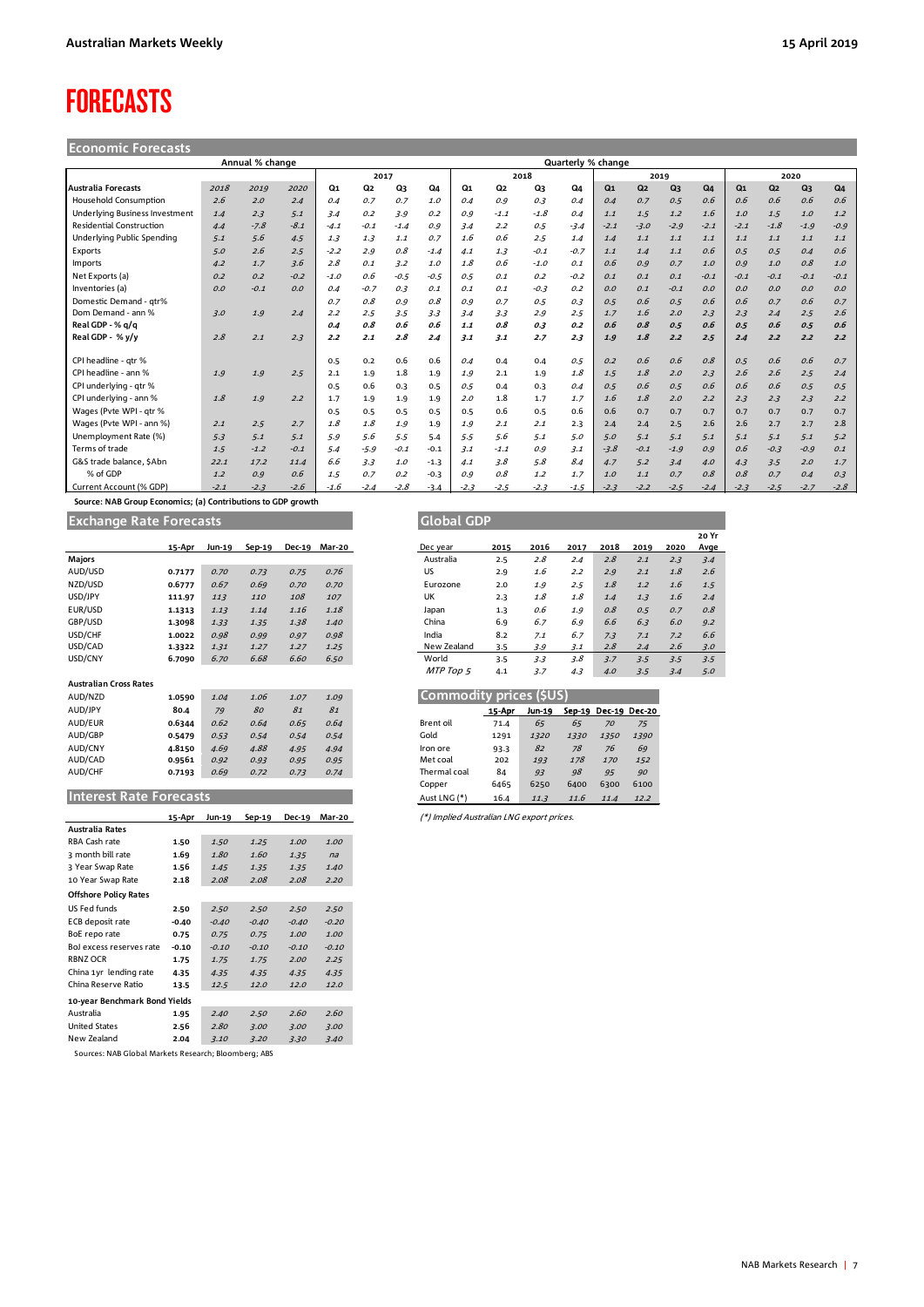# FORECASTS

## Economic Forecasts

| | Annual % change | | | Quarterly % change | | | | | | | | | | | | | | | |
|---|---|---|---|---|---|---|---|---|---|---|---|---|---|---|---|---|---|---|---|
| | | | | 2017 | | | | 2018 | | | | 2019 | | | | 2020 | | | |
| **Australia Forecasts** | 2018 | 2019 | 2020 | Q1 | Q2 | Q3 | Q4 | Q1 | Q2 | Q3 | Q4 | Q1 | Q2 | Q3 | Q4 | Q1 | Q2 | Q3 | Q4 |
| Household Consumption | 2.6 | 2.0 | 2.4 | 0.4 | 0.7 | 0.7 | 1.0 | 0.4 | 0.9 | 0.3 | 0.4 | 0.4 | 0.7 | 0.5 | 0.6 | 0.6 | 0.6 | 0.6 | 0.6 |
| Underlying Business Investment | 1.4 | 2.3 | 5.1 | 3.4 | 0.2 | 3.9 | 0.2 | 0.9 | -1.1 | -1.8 | 0.4 | 1.1 | 1.5 | 1.2 | 1.6 | 1.0 | 1.5 | 1.0 | 1.2 |
| Residential Construction | 4.4 | -7.8 | -8.1 | -4.1 | -0.1 | -1.4 | 0.9 | 3.4 | 2.2 | 0.5 | -3.4 | -2.1 | -3.0 | -2.9 | -2.1 | -2.1 | -1.8 | -1.9 | -0.9 |
| Underlying Public Spending | 5.1 | 5.6 | 4.5 | 1.3 | 1.3 | 1.1 | 0.7 | 1.6 | 0.6 | 2.5 | 1.4 | 1.4 | 1.1 | 1.1 | 1.1 | 1.1 | 1.1 | 1.1 | 1.1 |
| Exports | 5.0 | 2.6 | 2.5 | -2.2 | 2.9 | 0.8 | -1.4 | 4.1 | 1.3 | -0.1 | -0.7 | 1.1 | 1.4 | 1.1 | 0.6 | 0.5 | 0.5 | 0.4 | 0.6 |
| Imports | 4.2 | 1.7 | 3.6 | 2.8 | 0.1 | 3.2 | 1.0 | 1.8 | 0.6 | -1.0 | 0.1 | 0.6 | 0.9 | 0.7 | 1.0 | 0.9 | 1.0 | 0.8 | 1.0 |
| Net Exports (a) | 0.2 | 0.2 | -0.2 | -1.0 | 0.6 | -0.5 | -0.5 | 0.5 | 0.1 | 0.2 | -0.2 | 0.1 | 0.1 | 0.1 | -0.1 | -0.1 | -0.1 | -0.1 | -0.1 |
| Inventories (a) | 0.0 | -0.1 | 0.0 | 0.4 | -0.7 | 0.3 | 0.1 | 0.1 | 0.1 | -0.3 | 0.2 | 0.0 | 0.1 | -0.1 | 0.0 | 0.0 | 0.0 | 0.0 | 0.0 |
| Domestic Demand - qtr% | | | | 0.7 | 0.8 | 0.9 | 0.8 | 0.9 | 0.7 | 0.5 | 0.3 | 0.5 | 0.6 | 0.5 | 0.6 | 0.6 | 0.7 | 0.6 | 0.7 |
| Dom Demand - ann % | 3.0 | 1.9 | 2.4 | 2.2 | 2.5 | 3.5 | 3.3 | 3.4 | 3.3 | 2.9 | 2.5 | 1.7 | 1.6 | 2.0 | 2.3 | 2.3 | 2.4 | 2.5 | 2.6 |
| **Real GDP - % q/q** | | | | **0.4** | **0.8** | **0.6** | **0.6** | **1.1** | **0.8** | **0.3** | **0.2** | **0.6** | **0.8** | **0.5** | **0.6** | **0.5** | **0.6** | **0.5** | **0.6** |
| **Real GDP - % y/y** | **2.8** | **2.1** | **2.3** | **2.2** | **2.1** | **2.8** | **2.4** | **3.1** | **3.1** | **2.7** | **2.3** | **1.9** | **1.8** | **2.2** | **2.5** | **2.4** | **2.2** | **2.2** | **2.2** |
| | | | | | | | | | | | | | | | | | | | |
| CPI headline - qtr % | | | | 0.5 | 0.2 | 0.6 | 0.6 | 0.4 | 0.4 | 0.4 | 0.5 | 0.2 | 0.6 | 0.6 | 0.8 | 0.5 | 0.6 | 0.6 | 0.7 |
| CPI headline - ann % | 1.9 | 1.9 | 2.5 | 2.1 | 1.9 | 1.8 | 1.9 | 1.9 | 2.1 | 1.9 | 1.8 | 1.5 | 1.8 | 2.0 | 2.3 | 2.6 | 2.6 | 2.5 | 2.4 |
| CPI underlying - qtr % | | | | 0.5 | 0.6 | 0.3 | 0.5 | 0.5 | 0.4 | 0.3 | 0.4 | 0.5 | 0.6 | 0.5 | 0.6 | 0.6 | 0.6 | 0.5 | 0.5 |
| CPI underlying - ann % | 1.8 | 1.9 | 2.2 | 1.7 | 1.9 | 1.9 | 1.9 | 2.0 | 1.8 | 1.7 | 1.7 | 1.6 | 1.8 | 2.0 | 2.2 | 2.3 | 2.3 | 2.3 | 2.2 |
| Wages (Pvte WPI - qtr % | | | | 0.5 | 0.5 | 0.5 | 0.5 | 0.5 | 0.6 | 0.5 | 0.6 | 0.6 | 0.7 | 0.7 | 0.7 | 0.7 | 0.7 | 0.7 | 0.7 |
| Wages (Pvte WPI - ann %) | 2.1 | 2.5 | 2.7 | 1.8 | 1.8 | 1.9 | 1.9 | 1.9 | 2.1 | 2.1 | 2.3 | 2.4 | 2.4 | 2.5 | 2.6 | 2.6 | 2.7 | 2.7 | 2.8 |
| Unemployment Rate (%) | 5.3 | 5.1 | 5.1 | 5.9 | 5.6 | 5.5 | 5.4 | 5.5 | 5.6 | 5.1 | 5.0 | 5.0 | 5.1 | 5.1 | 5.1 | 5.1 | 5.1 | 5.1 | 5.2 |
| Terms of trade | 1.5 | -1.2 | -0.1 | 5.4 | -5.9 | -0.1 | -0.1 | 3.1 | -1.1 | 0.9 | 3.1 | -3.8 | -0.1 | -1.9 | 0.9 | 0.6 | -0.3 | -0.9 | 0.1 |
| G&S trade balance, $Abn | 22.1 | 17.2 | 11.4 | 6.6 | 3.3 | 1.0 | -1.3 | 4.1 | 3.8 | 5.8 | 8.4 | 4.7 | 5.2 | 3.4 | 4.0 | 4.3 | 3.5 | 2.0 | 1.7 |
| % of GDP | 1.2 | 0.9 | 0.6 | 1.5 | 0.7 | 0.2 | -0.3 | 0.9 | 0.8 | 1.2 | 1.7 | 1.0 | 1.1 | 0.7 | 0.8 | 0.8 | 0.7 | 0.4 | 0.3 |
| Current Account (% GDP) | -2.1 | -2.3 | -2.6 | -1.6 | -2.4 | -2.8 | -3.4 | -2.3 | -2.5 | -2.3 | -1.5 | -2.3 | -2.2 | -2.5 | -2.4 | -2.3 | -2.5 | -2.7 | -2.8 |

Source: NAB Group Economics; (a) Contributions to GDP growth

## Exchange Rate Forecasts

| | 15-Apr | Jun-19 | Sep-19 | Dec-19 | Mar-20 |
|---|---|---|---|---|---|
| **Majors** | | | | | |
| AUD/USD | 0.7177 | 0.70 | 0.73 | 0.75 | 0.76 |
| NZD/USD | 0.6777 | 0.67 | 0.69 | 0.70 | 0.70 |
| USD/JPY | 111.97 | 113 | 110 | 108 | 107 |
| EUR/USD | 1.1313 | 1.13 | 1.14 | 1.16 | 1.18 |
| GBP/USD | 1.3098 | 1.33 | 1.35 | 1.38 | 1.40 |
| USD/CHF | 1.0022 | 0.98 | 0.99 | 0.97 | 0.98 |
| USD/CAD | 1.3322 | 1.31 | 1.27 | 1.27 | 1.25 |
| USD/CNY | 6.7090 | 6.70 | 6.68 | 6.60 | 6.50 |
| **Australian Cross Rates** | | | | | |
| AUD/NZD | 1.0590 | 1.04 | 1.06 | 1.07 | 1.09 |
| AUD/JPY | 80.4 | 79 | 80 | 81 | 81 |
| AUD/EUR | 0.6344 | 0.62 | 0.64 | 0.65 | 0.64 |
| AUD/GBP | 0.5479 | 0.53 | 0.54 | 0.54 | 0.54 |
| AUD/CNY | 4.8150 | 4.69 | 4.88 | 4.95 | 4.94 |
| AUD/CAD | 0.9561 | 0.92 | 0.93 | 0.95 | 0.95 |
| AUD/CHF | 0.7193 | 0.69 | 0.72 | 0.73 | 0.74 |

## Interest Rate Forecasts

| | 15-Apr | Jun-19 | Sep-19 | Dec-19 | Mar-20 |
|---|---|---|---|---|---|
| **Australia Rates** | | | | | |
| RBA Cash rate | 1.50 | 1.50 | 1.25 | 1.00 | 1.00 |
| 3 month bill rate | 1.69 | 1.80 | 1.60 | 1.35 | na |
| 3 Year Swap Rate | 1.56 | 1.45 | 1.35 | 1.35 | 1.40 |
| 10 Year Swap Rate | 2.18 | 2.08 | 2.08 | 2.08 | 2.20 |
| **Offshore Policy Rates** | | | | | |
| US Fed funds | 2.50 | 2.50 | 2.50 | 2.50 | 2.50 |
| ECB deposit rate | -0.40 | -0.40 | -0.40 | -0.40 | -0.20 |
| BoE repo rate | 0.75 | 0.75 | 0.75 | 1.00 | 1.00 |
| BoJ excess reserves rate | -0.10 | -0.10 | -0.10 | -0.10 | -0.10 |
| RBNZ OCR | 1.75 | 1.75 | 1.75 | 2.00 | 2.25 |
| China 1yr lending rate | 4.35 | 4.35 | 4.35 | 4.35 | 4.35 |
| China Reserve Ratio | 13.5 | 12.5 | 12.0 | 12.0 | 12.0 |
| **10-year Benchmark Bond Yields** | | | | | |
| Australia | 1.95 | 2.40 | 2.50 | 2.60 | 2.60 |
| United States | 2.56 | 2.80 | 3.00 | 3.00 | 3.00 |
| New Zealand | 2.04 | 3.10 | 3.20 | 3.30 | 3.40 |

Sources: NAB Global Markets Research; Bloomberg; ABS

## Global GDP

| Dec year | 2015 | 2016 | 2017 | 2018 | 2019 | 2020 | 20 Yr Avge |
|---|---|---|---|---|---|---|---|
| Australia | 2.5 | 2.8 | 2.4 | 2.8 | 2.1 | 2.3 | 3.4 |
| US | 2.9 | 1.6 | 2.2 | 2.9 | 2.1 | 1.8 | 2.6 |
| Eurozone | 2.0 | 1.9 | 2.5 | 1.8 | 1.2 | 1.6 | 1.5 |
| UK | 2.3 | 1.8 | 1.8 | 1.4 | 1.3 | 1.6 | 2.4 |
| Japan | 1.3 | 0.6 | 1.9 | 0.8 | 0.5 | 0.7 | 0.8 |
| China | 6.9 | 6.7 | 6.9 | 6.6 | 6.3 | 6.0 | 9.2 |
| India | 8.2 | 7.1 | 6.7 | 7.3 | 7.1 | 7.2 | 6.6 |
| New Zealand | 3.5 | 3.9 | 3.1 | 2.8 | 2.4 | 2.6 | 3.0 |
| World | 3.5 | 3.3 | 3.8 | 3.7 | 3.5 | 3.5 | 3.5 |
| *MTP Top 5* | 4.1 | 3.7 | 4.3 | 4.0 | 3.5 | 3.4 | 5.0 |

## Commodity prices ($US)

| | 15-Apr | Jun-19 | Sep-19 | Dec-19 | Dec-20 |
|---|---|---|---|---|---|
| Brent oil | 71.4 | 65 | 65 | 70 | 75 |
| Gold | 1291 | 1320 | 1330 | 1350 | 1390 |
| Iron ore | 93.3 | 82 | 78 | 76 | 69 |
| Met coal | 202 | 193 | 178 | 170 | 152 |
| Thermal coal | 84 | 93 | 98 | 95 | 90 |
| Copper | 6465 | 6250 | 6400 | 6300 | 6100 |
| Aust LNG (*) | 16.4 | 11.3 | 11.6 | 11.4 | 12.2 |

*(\*) Implied Australian LNG export prices.*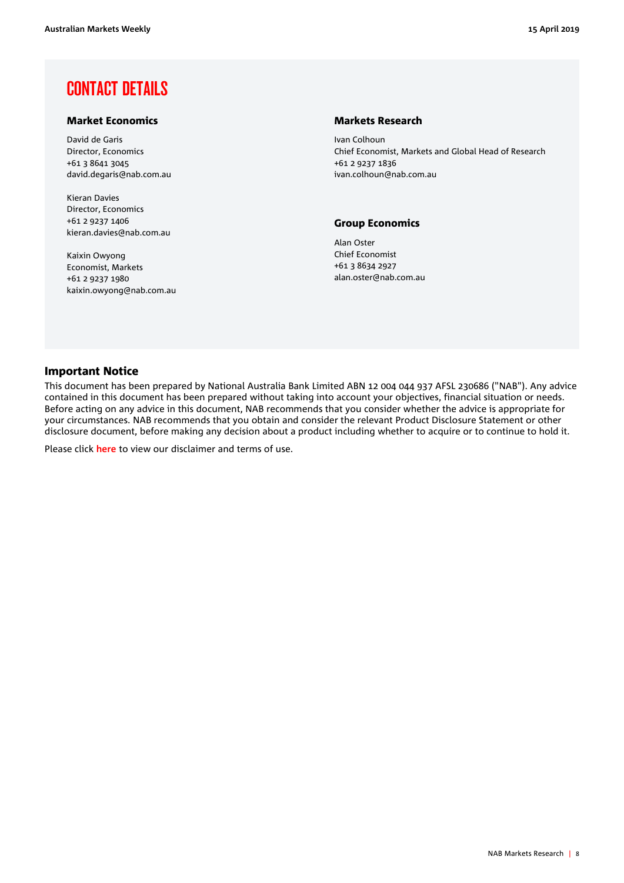# CONTACT DETAILS

## Market Economics

David de Garis
Director, Economics
+61 3 8641 3045
david.degaris@nab.com.au

Kieran Davies
Director, Economics
+61 2 9237 1406
kieran.davies@nab.com.au

Kaixin Owyong
Economist, Markets
+61 2 9237 1980
kaixin.owyong@nab.com.au

## Markets Research

Ivan Colhoun
Chief Economist, Markets and Global Head of Research
+61 2 9237 1836
ivan.colhoun@nab.com.au

## Group Economics

Alan Oster
Chief Economist
+61 3 8634 2927
alan.oster@nab.com.au

## Important Notice

This document has been prepared by National Australia Bank Limited ABN 12 004 044 937 AFSL 230686 ("NAB"). Any advice contained in this document has been prepared without taking into account your objectives, financial situation or needs. Before acting on any advice in this document, NAB recommends that you consider whether the advice is appropriate for your circumstances. NAB recommends that you obtain and consider the relevant Product Disclosure Statement or other disclosure document, before making any decision about a product including whether to acquire or to continue to hold it.

Please click **here** to view our disclaimer and terms of use.